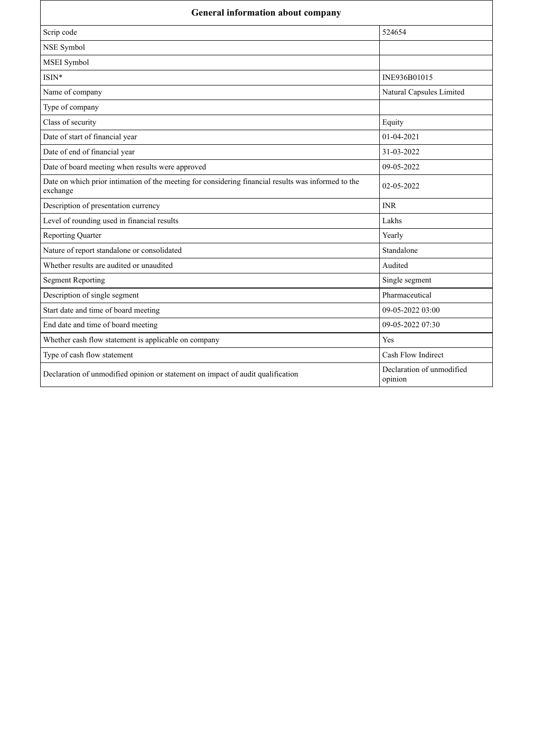| General information about company | |
|---|---|
| Scrip code | 524654 |
| NSE Symbol | |
| MSEI Symbol | |
| ISIN* | INE936B01015 |
| Name of company | Natural Capsules Limited |
| Type of company | |
| Class of security | Equity |
| Date of start of financial year | 01-04-2021 |
| Date of end of financial year | 31-03-2022 |
| Date of board meeting when results were approved | 09-05-2022 |
| Date on which prior intimation of the meeting for considering financial results was informed to the exchange | 02-05-2022 |
| Description of presentation currency | INR |
| Level of rounding used in financial results | Lakhs |
| Reporting Quarter | Yearly |
| Nature of report standalone or consolidated | Standalone |
| Whether results are audited or unaudited | Audited |
| Segment Reporting | Single segment |
| Description of single segment | Pharmaceutical |
| Start date and time of board meeting | 09-05-2022 03:00 |
| End date and time of board meeting | 09-05-2022 07:30 |
| Whether cash flow statement is applicable on company | Yes |
| Type of cash flow statement | Cash Flow Indirect |
| Declaration of unmodified opinion or statement on impact of audit qualification | Declaration of unmodified opinion |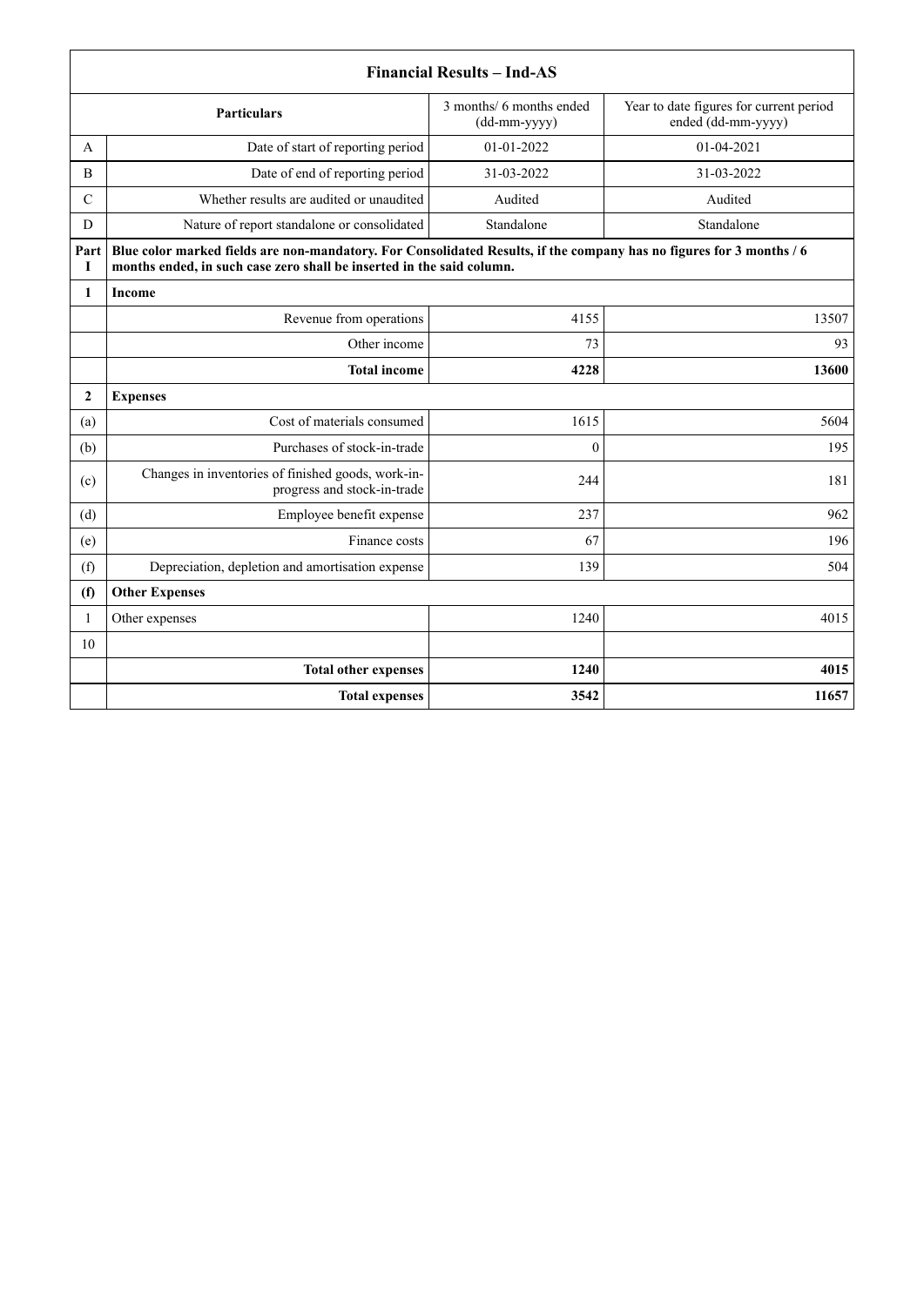| Financial Results – Ind-AS | | | |
|---|---|---|---|
| | **Particulars** | 3 months/ 6 months ended (dd-mm-yyyy) | Year to date figures for current period ended (dd-mm-yyyy) |
| A | Date of start of reporting period | 01-01-2022 | 01-04-2021 |
| B | Date of end of reporting period | 31-03-2022 | 31-03-2022 |
| C | Whether results are audited or unaudited | Audited | Audited |
| D | Nature of report standalone or consolidated | Standalone | Standalone |
| **Part I** | **Blue color marked fields are non-mandatory. For Consolidated Results, if the company has no figures for 3 months / 6 months ended, in such case zero shall be inserted in the said column.** | | |
| **1** | **Income** | | |
| | Revenue from operations | 4155 | 13507 |
| | Other income | 73 | 93 |
| | **Total income** | **4228** | **13600** |
| **2** | **Expenses** | | |
| (a) | Cost of materials consumed | 1615 | 5604 |
| (b) | Purchases of stock-in-trade | 0 | 195 |
| (c) | Changes in inventories of finished goods, work-in-progress and stock-in-trade | 244 | 181 |
| (d) | Employee benefit expense | 237 | 962 |
| (e) | Finance costs | 67 | 196 |
| (f) | Depreciation, depletion and amortisation expense | 139 | 504 |
| **(f)** | **Other Expenses** | | |
| 1 | Other expenses | 1240 | 4015 |
| 10 | | | |
| | **Total other expenses** | **1240** | **4015** |
| | **Total expenses** | **3542** | **11657** |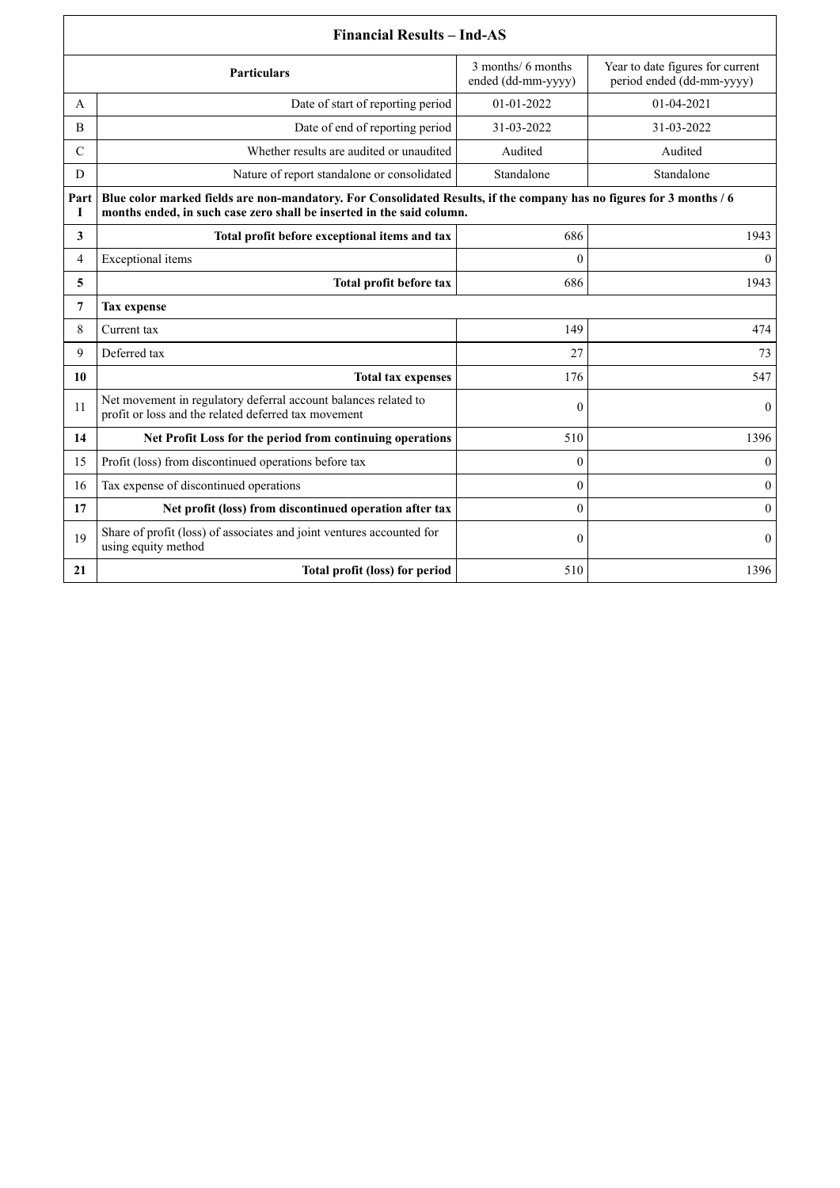| Financial Results – Ind-AS | | | |
|---|---|---|---|
| | **Particulars** | 3 months/ 6 months ended (dd-mm-yyyy) | Year to date figures for current period ended (dd-mm-yyyy) |
| A | Date of start of reporting period | 01-01-2022 | 01-04-2021 |
| B | Date of end of reporting period | 31-03-2022 | 31-03-2022 |
| C | Whether results are audited or unaudited | Audited | Audited |
| D | Nature of report standalone or consolidated | Standalone | Standalone |
| **Part I** | **Blue color marked fields are non-mandatory. For Consolidated Results, if the company has no figures for 3 months / 6 months ended, in such case zero shall be inserted in the said column.** | | |
| **3** | **Total profit before exceptional items and tax** | 686 | 1943 |
| 4 | Exceptional items | 0 | 0 |
| **5** | **Total profit before tax** | 686 | 1943 |
| **7** | **Tax expense** | | |
| 8 | Current tax | 149 | 474 |
| 9 | Deferred tax | 27 | 73 |
| **10** | **Total tax expenses** | 176 | 547 |
| 11 | Net movement in regulatory deferral account balances related to profit or loss and the related deferred tax movement | 0 | 0 |
| **14** | **Net Profit Loss for the period from continuing operations** | 510 | 1396 |
| 15 | Profit (loss) from discontinued operations before tax | 0 | 0 |
| 16 | Tax expense of discontinued operations | 0 | 0 |
| **17** | **Net profit (loss) from discontinued operation after tax** | 0 | 0 |
| 19 | Share of profit (loss) of associates and joint ventures accounted for using equity method | 0 | 0 |
| **21** | **Total profit (loss) for period** | 510 | 1396 |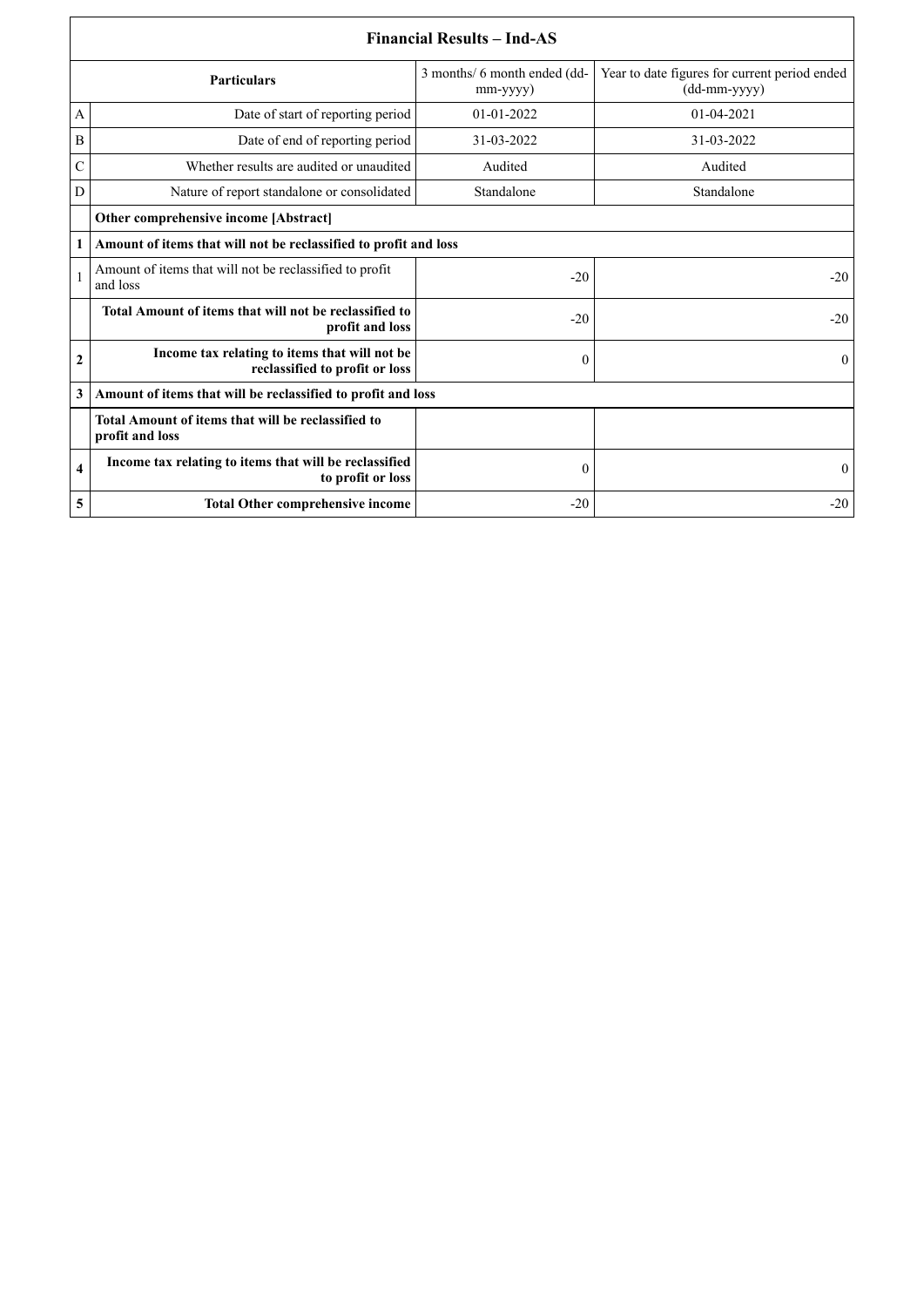| Financial Results – Ind-AS | | | |
|---|---|---|---|
| | **Particulars** | 3 months/ 6 month ended (dd-mm-yyyy) | Year to date figures for current period ended (dd-mm-yyyy) |
| A | Date of start of reporting period | 01-01-2022 | 01-04-2021 |
| B | Date of end of reporting period | 31-03-2022 | 31-03-2022 |
| C | Whether results are audited or unaudited | Audited | Audited |
| D | Nature of report standalone or consolidated | Standalone | Standalone |
| | **Other comprehensive income [Abstract]** | | |
| **1** | **Amount of items that will not be reclassified to profit and loss** | | |
| 1 | Amount of items that will not be reclassified to profit and loss | -20 | -20 |
| | **Total Amount of items that will not be reclassified to profit and loss** | -20 | -20 |
| **2** | **Income tax relating to items that will not be reclassified to profit or loss** | 0 | 0 |
| **3** | **Amount of items that will be reclassified to profit and loss** | | |
| | **Total Amount of items that will be reclassified to profit and loss** | | |
| **4** | **Income tax relating to items that will be reclassified to profit or loss** | 0 | 0 |
| **5** | **Total Other comprehensive income** | -20 | -20 |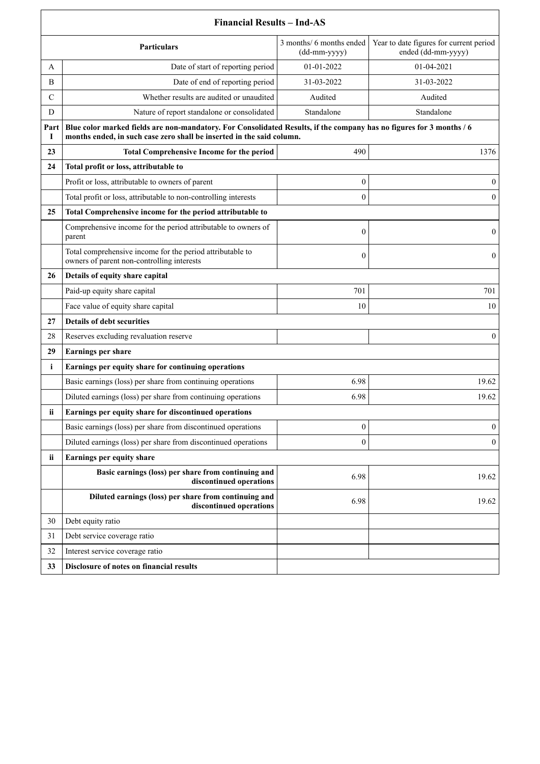| Financial Results – Ind-AS | | | |
|---|---|---|---|
| | **Particulars** | 3 months/ 6 months ended (dd-mm-yyyy) | Year to date figures for current period ended (dd-mm-yyyy) |
| A | Date of start of reporting period | 01-01-2022 | 01-04-2021 |
| B | Date of end of reporting period | 31-03-2022 | 31-03-2022 |
| C | Whether results are audited or unaudited | Audited | Audited |
| D | Nature of report standalone or consolidated | Standalone | Standalone |
| **Part I** | **Blue color marked fields are non-mandatory. For Consolidated Results, if the company has no figures for 3 months / 6 months ended, in such case zero shall be inserted in the said column.** | | |
| **23** | **Total Comprehensive Income for the period** | 490 | 1376 |
| **24** | **Total profit or loss, attributable to** | | |
| | Profit or loss, attributable to owners of parent | 0 | 0 |
| | Total profit or loss, attributable to non-controlling interests | 0 | 0 |
| **25** | **Total Comprehensive income for the period attributable to** | | |
| | Comprehensive income for the period attributable to owners of parent | 0 | 0 |
| | Total comprehensive income for the period attributable to owners of parent non-controlling interests | 0 | 0 |
| **26** | **Details of equity share capital** | | |
| | Paid-up equity share capital | 701 | 701 |
| | Face value of equity share capital | 10 | 10 |
| **27** | **Details of debt securities** | | |
| 28 | Reserves excluding revaluation reserve | | 0 |
| **29** | **Earnings per share** | | |
| **i** | **Earnings per equity share for continuing operations** | | |
| | Basic earnings (loss) per share from continuing operations | 6.98 | 19.62 |
| | Diluted earnings (loss) per share from continuing operations | 6.98 | 19.62 |
| **ii** | **Earnings per equity share for discontinued operations** | | |
| | Basic earnings (loss) per share from discontinued operations | 0 | 0 |
| | Diluted earnings (loss) per share from discontinued operations | 0 | 0 |
| **ii** | **Earnings per equity share** | | |
| | **Basic earnings (loss) per share from continuing and discontinued operations** | 6.98 | 19.62 |
| | **Diluted earnings (loss) per share from continuing and discontinued operations** | 6.98 | 19.62 |
| 30 | Debt equity ratio | | |
| 31 | Debt service coverage ratio | | |
| 32 | Interest service coverage ratio | | |
| **33** | **Disclosure of notes on financial results** | | |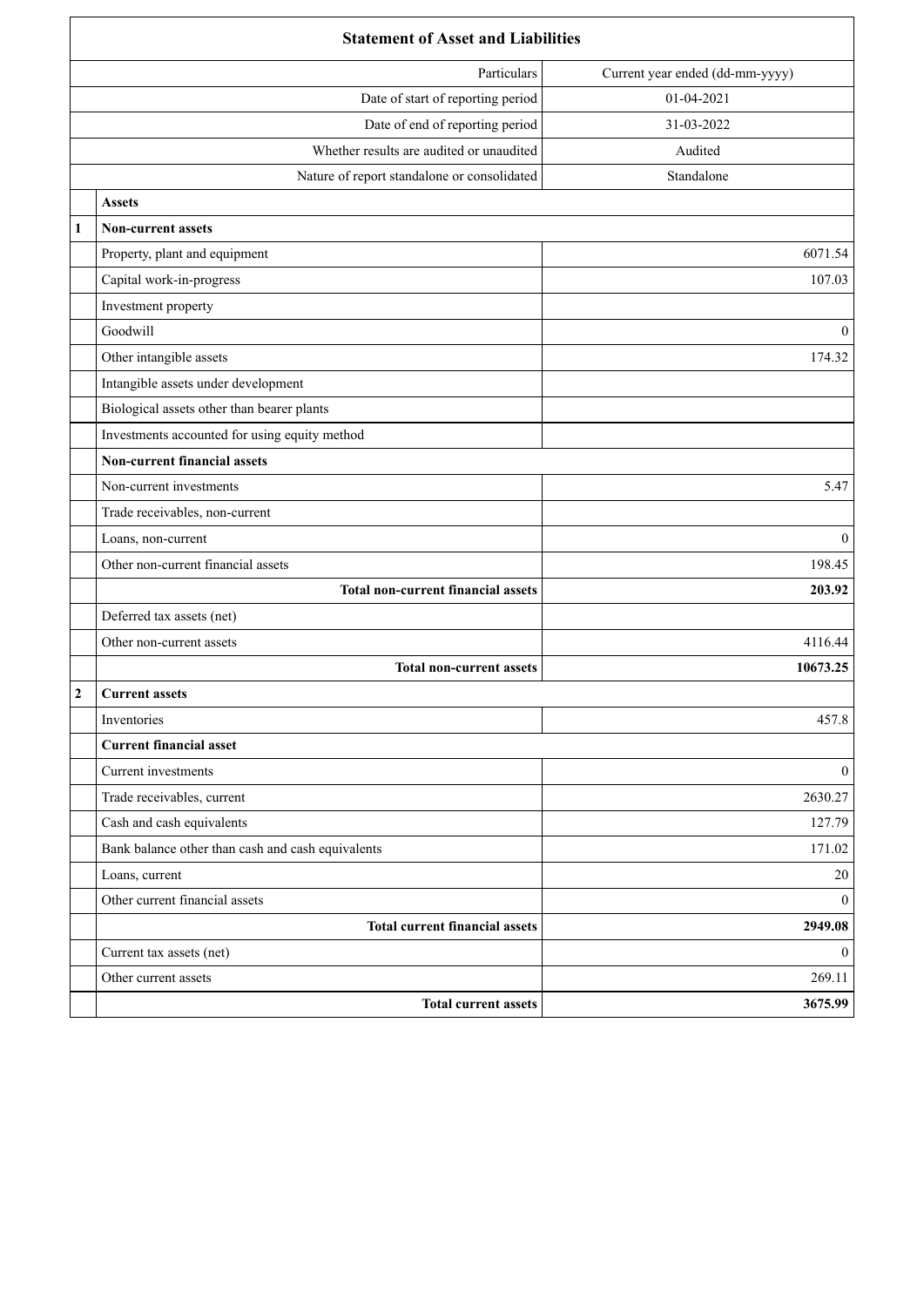| | Statement of Asset and Liabilities | |
|---|---|---|
| | Particulars | Current year ended (dd-mm-yyyy) |
| | Date of start of reporting period | 01-04-2021 |
| | Date of end of reporting period | 31-03-2022 |
| | Whether results are audited or unaudited | Audited |
| | Nature of report standalone or consolidated | Standalone |
| | **Assets** | |
| **1** | **Non-current assets** | |
| | Property, plant and equipment | 6071.54 |
| | Capital work-in-progress | 107.03 |
| | Investment property | |
| | Goodwill | 0 |
| | Other intangible assets | 174.32 |
| | Intangible assets under development | |
| | Biological assets other than bearer plants | |
| | Investments accounted for using equity method | |
| | **Non-current financial assets** | |
| | Non-current investments | 5.47 |
| | Trade receivables, non-current | |
| | Loans, non-current | 0 |
| | Other non-current financial assets | 198.45 |
| | **Total non-current financial assets** | **203.92** |
| | Deferred tax assets (net) | |
| | Other non-current assets | 4116.44 |
| | **Total non-current assets** | **10673.25** |
| **2** | **Current assets** | |
| | Inventories | 457.8 |
| | **Current financial asset** | |
| | Current investments | 0 |
| | Trade receivables, current | 2630.27 |
| | Cash and cash equivalents | 127.79 |
| | Bank balance other than cash and cash equivalents | 171.02 |
| | Loans, current | 20 |
| | Other current financial assets | 0 |
| | **Total current financial assets** | **2949.08** |
| | Current tax assets (net) | 0 |
| | Other current assets | 269.11 |
| | **Total current assets** | **3675.99** |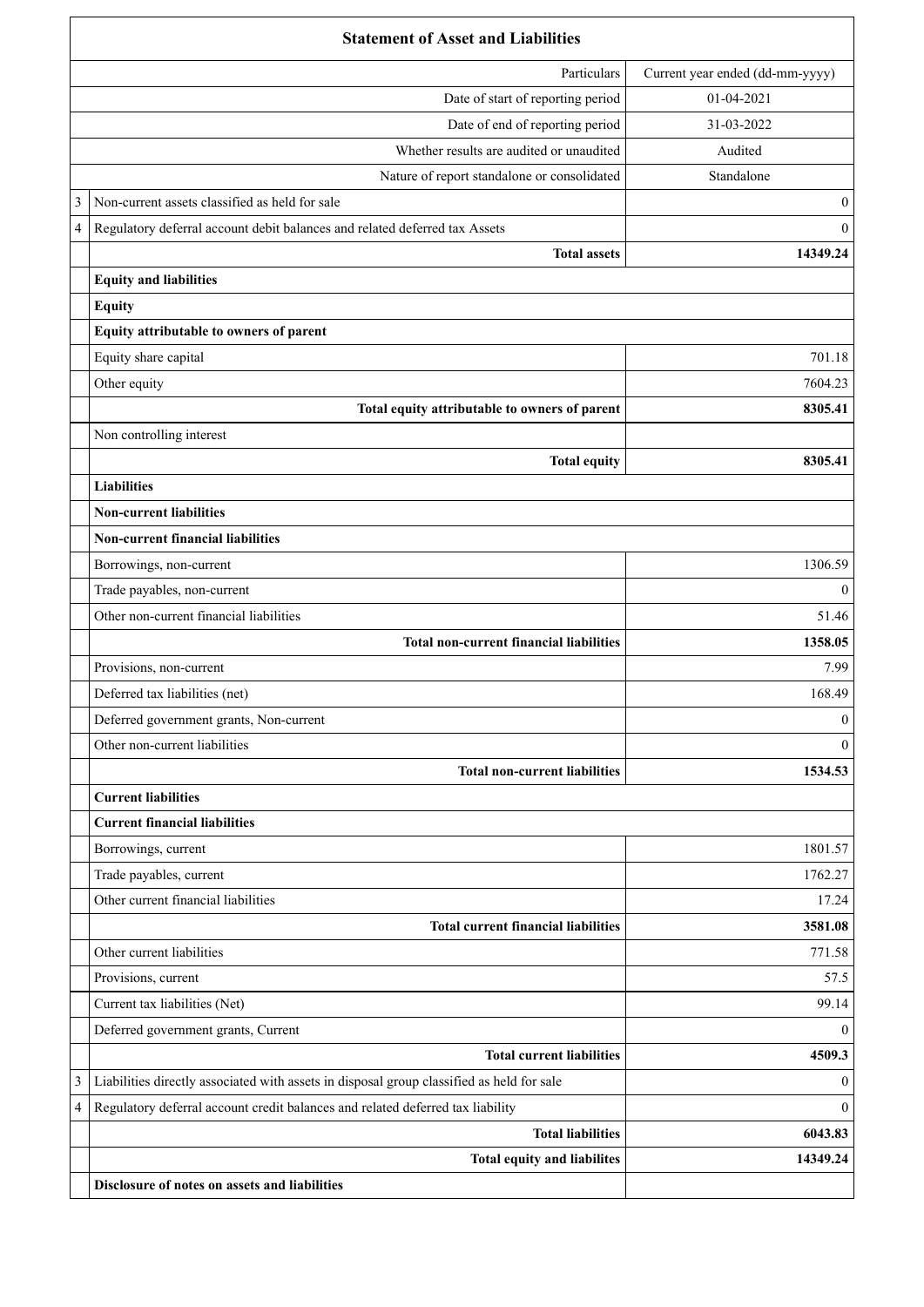| | Statement of Asset and Liabilities | |
|---|---|---|
| | Particulars | Current year ended (dd-mm-yyyy) |
| | Date of start of reporting period | 01-04-2021 |
| | Date of end of reporting period | 31-03-2022 |
| | Whether results are audited or unaudited | Audited |
| | Nature of report standalone or consolidated | Standalone |
| 3 | Non-current assets classified as held for sale | 0 |
| 4 | Regulatory deferral account debit balances and related deferred tax Assets | 0 |
| | **Total assets** | **14349.24** |
| | **Equity and liabilities** | |
| | **Equity** | |
| | **Equity attributable to owners of parent** | |
| | Equity share capital | 701.18 |
| | Other equity | 7604.23 |
| | **Total equity attributable to owners of parent** | **8305.41** |
| | Non controlling interest | |
| | **Total equity** | **8305.41** |
| | **Liabilities** | |
| | **Non-current liabilities** | |
| | **Non-current financial liabilities** | |
| | Borrowings, non-current | 1306.59 |
| | Trade payables, non-current | 0 |
| | Other non-current financial liabilities | 51.46 |
| | **Total non-current financial liabilities** | **1358.05** |
| | Provisions, non-current | 7.99 |
| | Deferred tax liabilities (net) | 168.49 |
| | Deferred government grants, Non-current | 0 |
| | Other non-current liabilities | 0 |
| | **Total non-current liabilities** | **1534.53** |
| | **Current liabilities** | |
| | **Current financial liabilities** | |
| | Borrowings, current | 1801.57 |
| | Trade payables, current | 1762.27 |
| | Other current financial liabilities | 17.24 |
| | **Total current financial liabilities** | **3581.08** |
| | Other current liabilities | 771.58 |
| | Provisions, current | 57.5 |
| | Current tax liabilities (Net) | 99.14 |
| | Deferred government grants, Current | 0 |
| | **Total current liabilities** | **4509.3** |
| 3 | Liabilities directly associated with assets in disposal group classified as held for sale | 0 |
| 4 | Regulatory deferral account credit balances and related deferred tax liability | 0 |
| | **Total liabilities** | **6043.83** |
| | **Total equity and liabilites** | **14349.24** |
| | **Disclosure of notes on assets and liabilities** | |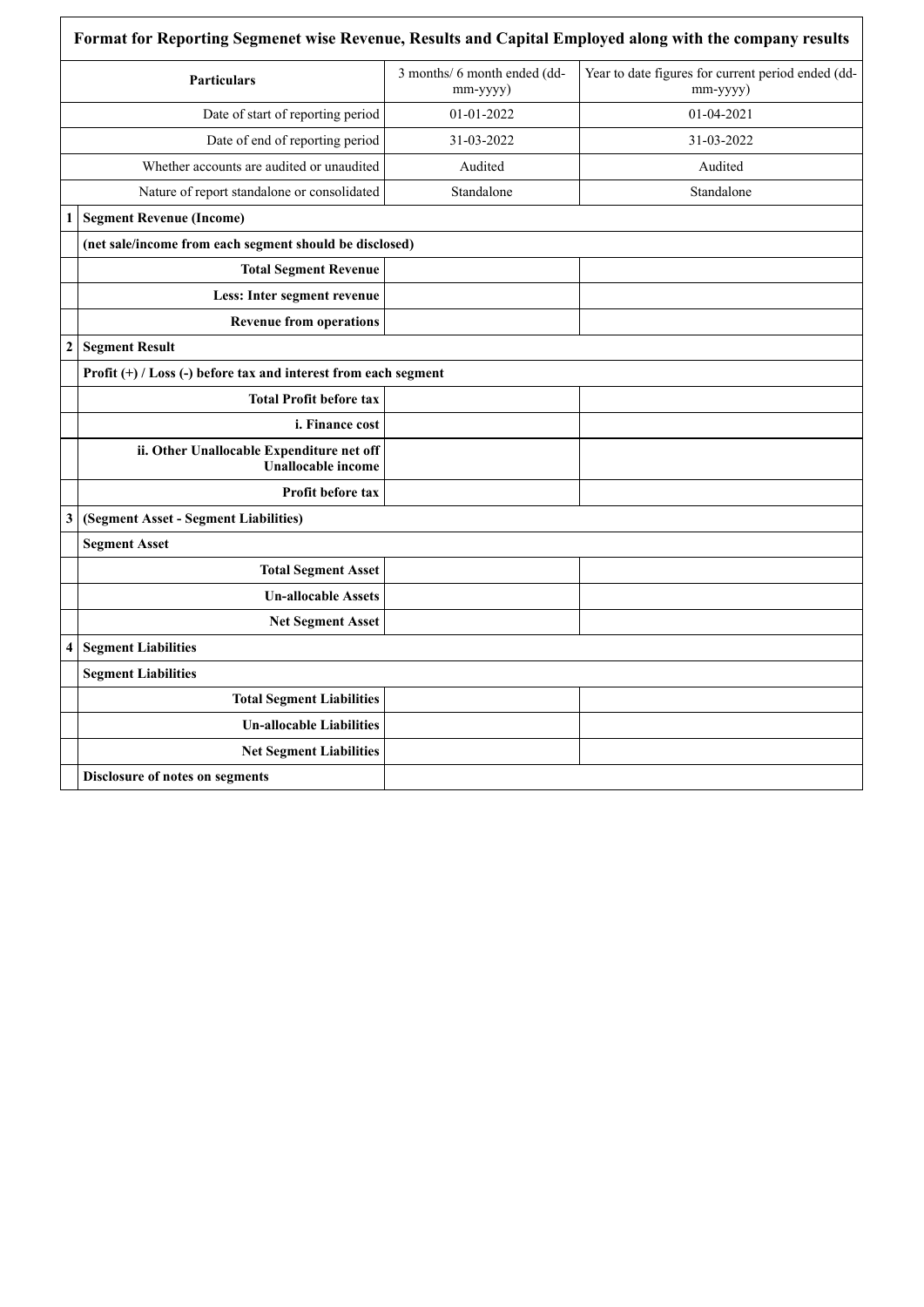| | Format for Reporting Segmenet wise Revenue, Results and Capital Employed along with the company results | | |
|---|---|---|---|
| | **Particulars** | 3 months/ 6 month ended (dd-mm-yyyy) | Year to date figures for current period ended (dd-mm-yyyy) |
| | Date of start of reporting period | 01-01-2022 | 01-04-2021 |
| | Date of end of reporting period | 31-03-2022 | 31-03-2022 |
| | Whether accounts are audited or unaudited | Audited | Audited |
| | Nature of report standalone or consolidated | Standalone | Standalone |
| **1** | **Segment Revenue (Income)** | | |
| | **(net sale/income from each segment should be disclosed)** | | |
| | **Total Segment Revenue** | | |
| | **Less: Inter segment revenue** | | |
| | **Revenue from operations** | | |
| **2** | **Segment Result** | | |
| | **Profit (+) / Loss (-) before tax and interest from each segment** | | |
| | **Total Profit before tax** | | |
| | **i. Finance cost** | | |
| | **ii. Other Unallocable Expenditure net off Unallocable income** | | |
| | **Profit before tax** | | |
| **3** | **(Segment Asset - Segment Liabilities)** | | |
| | **Segment Asset** | | |
| | **Total Segment Asset** | | |
| | **Un-allocable Assets** | | |
| | **Net Segment Asset** | | |
| **4** | **Segment Liabilities** | | |
| | **Segment Liabilities** | | |
| | **Total Segment Liabilities** | | |
| | **Un-allocable Liabilities** | | |
| | **Net Segment Liabilities** | | |
| | **Disclosure of notes on segments** | | |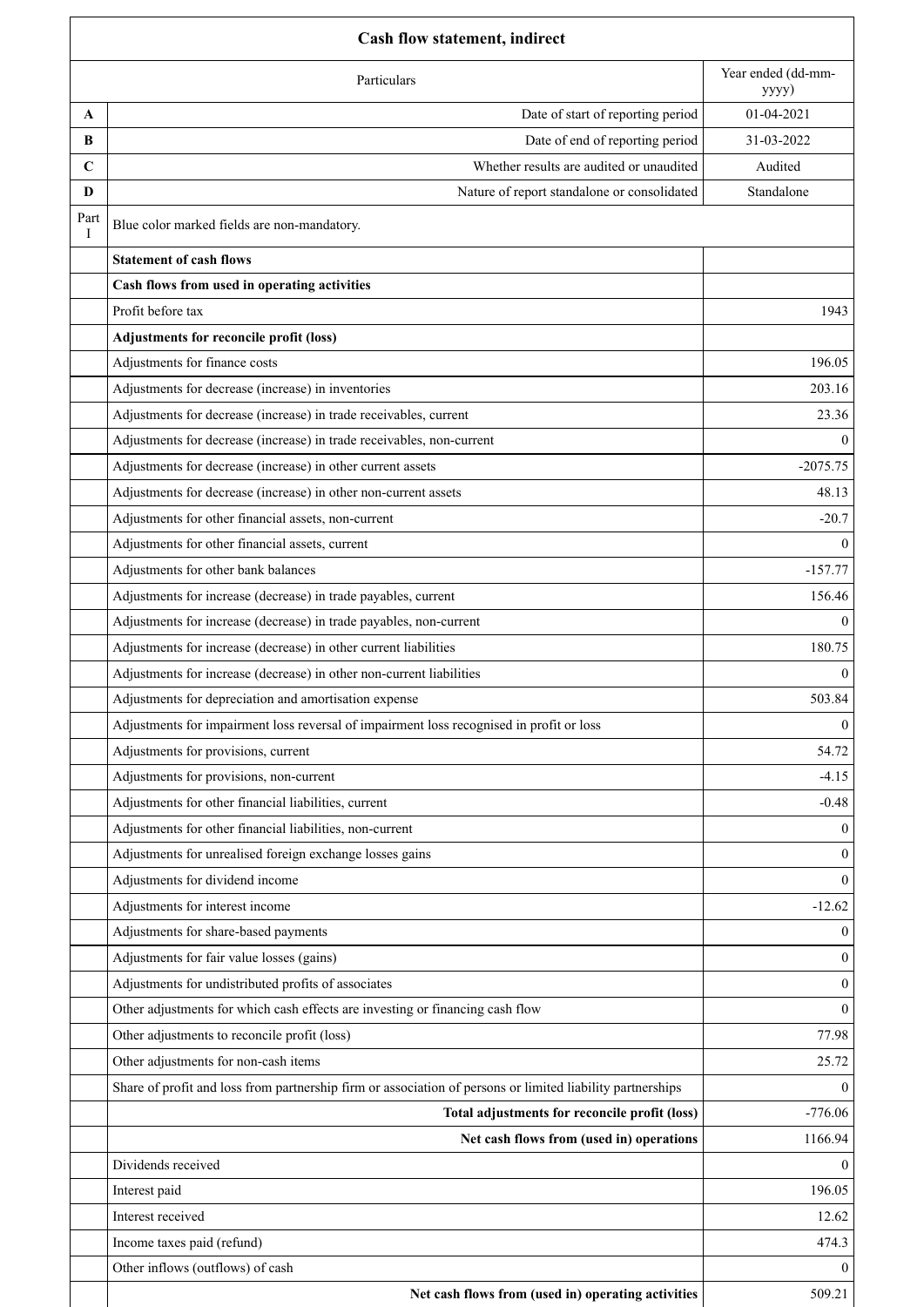| Cash flow statement, indirect | | |
|---|---|---|
| | Particulars | Year ended (dd-mm-yyyy) |
| A | Date of start of reporting period | 01-04-2021 |
| B | Date of end of reporting period | 31-03-2022 |
| C | Whether results are audited or unaudited | Audited |
| D | Nature of report standalone or consolidated | Standalone |
| Part I | Blue color marked fields are non-mandatory. | |
| | **Statement of cash flows** | |
| | **Cash flows from used in operating activities** | |
| | Profit before tax | 1943 |
| | **Adjustments for reconcile profit (loss)** | |
| | Adjustments for finance costs | 196.05 |
| | Adjustments for decrease (increase) in inventories | 203.16 |
| | Adjustments for decrease (increase) in trade receivables, current | 23.36 |
| | Adjustments for decrease (increase) in trade receivables, non-current | 0 |
| | Adjustments for decrease (increase) in other current assets | -2075.75 |
| | Adjustments for decrease (increase) in other non-current assets | 48.13 |
| | Adjustments for other financial assets, non-current | -20.7 |
| | Adjustments for other financial assets, current | 0 |
| | Adjustments for other bank balances | -157.77 |
| | Adjustments for increase (decrease) in trade payables, current | 156.46 |
| | Adjustments for increase (decrease) in trade payables, non-current | 0 |
| | Adjustments for increase (decrease) in other current liabilities | 180.75 |
| | Adjustments for increase (decrease) in other non-current liabilities | 0 |
| | Adjustments for depreciation and amortisation expense | 503.84 |
| | Adjustments for impairment loss reversal of impairment loss recognised in profit or loss | 0 |
| | Adjustments for provisions, current | 54.72 |
| | Adjustments for provisions, non-current | -4.15 |
| | Adjustments for other financial liabilities, current | -0.48 |
| | Adjustments for other financial liabilities, non-current | 0 |
| | Adjustments for unrealised foreign exchange losses gains | 0 |
| | Adjustments for dividend income | 0 |
| | Adjustments for interest income | -12.62 |
| | Adjustments for share-based payments | 0 |
| | Adjustments for fair value losses (gains) | 0 |
| | Adjustments for undistributed profits of associates | 0 |
| | Other adjustments for which cash effects are investing or financing cash flow | 0 |
| | Other adjustments to reconcile profit (loss) | 77.98 |
| | Other adjustments for non-cash items | 25.72 |
| | Share of profit and loss from partnership firm or association of persons or limited liability partnerships | 0 |
| | **Total adjustments for reconcile profit (loss)** | -776.06 |
| | **Net cash flows from (used in) operations** | 1166.94 |
| | Dividends received | 0 |
| | Interest paid | 196.05 |
| | Interest received | 12.62 |
| | Income taxes paid (refund) | 474.3 |
| | Other inflows (outflows) of cash | 0 |
| | **Net cash flows from (used in) operating activities** | 509.21 |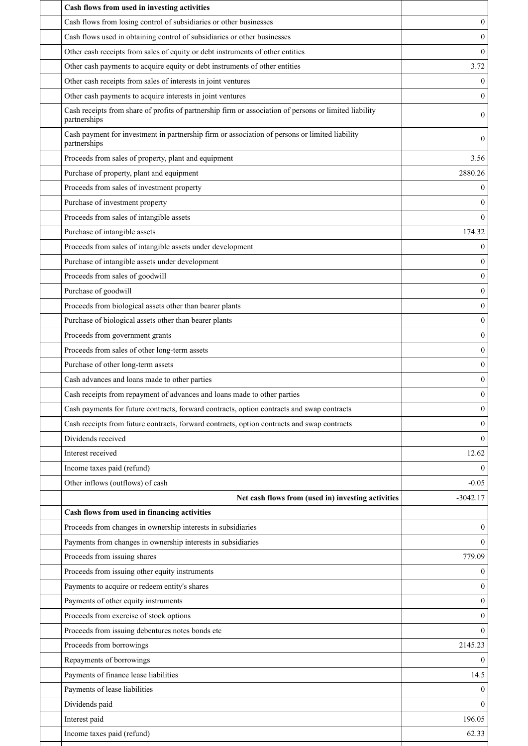| | | |
|---|---|---|
| | **Cash flows from used in investing activities** | |
| | Cash flows from losing control of subsidiaries or other businesses | 0 |
| | Cash flows used in obtaining control of subsidiaries or other businesses | 0 |
| | Other cash receipts from sales of equity or debt instruments of other entities | 0 |
| | Other cash payments to acquire equity or debt instruments of other entities | 3.72 |
| | Other cash receipts from sales of interests in joint ventures | 0 |
| | Other cash payments to acquire interests in joint ventures | 0 |
| | Cash receipts from share of profits of partnership firm or association of persons or limited liability partnerships | 0 |
| | Cash payment for investment in partnership firm or association of persons or limited liability partnerships | 0 |
| | Proceeds from sales of property, plant and equipment | 3.56 |
| | Purchase of property, plant and equipment | 2880.26 |
| | Proceeds from sales of investment property | 0 |
| | Purchase of investment property | 0 |
| | Proceeds from sales of intangible assets | 0 |
| | Purchase of intangible assets | 174.32 |
| | Proceeds from sales of intangible assets under development | 0 |
| | Purchase of intangible assets under development | 0 |
| | Proceeds from sales of goodwill | 0 |
| | Purchase of goodwill | 0 |
| | Proceeds from biological assets other than bearer plants | 0 |
| | Purchase of biological assets other than bearer plants | 0 |
| | Proceeds from government grants | 0 |
| | Proceeds from sales of other long-term assets | 0 |
| | Purchase of other long-term assets | 0 |
| | Cash advances and loans made to other parties | 0 |
| | Cash receipts from repayment of advances and loans made to other parties | 0 |
| | Cash payments for future contracts, forward contracts, option contracts and swap contracts | 0 |
| | Cash receipts from future contracts, forward contracts, option contracts and swap contracts | 0 |
| | Dividends received | 0 |
| | Interest received | 12.62 |
| | Income taxes paid (refund) | 0 |
| | Other inflows (outflows) of cash | -0.05 |
| | **Net cash flows from (used in) investing activities** | -3042.17 |
| | **Cash flows from used in financing activities** | |
| | Proceeds from changes in ownership interests in subsidiaries | 0 |
| | Payments from changes in ownership interests in subsidiaries | 0 |
| | Proceeds from issuing shares | 779.09 |
| | Proceeds from issuing other equity instruments | 0 |
| | Payments to acquire or redeem entity's shares | 0 |
| | Payments of other equity instruments | 0 |
| | Proceeds from exercise of stock options | 0 |
| | Proceeds from issuing debentures notes bonds etc | 0 |
| | Proceeds from borrowings | 2145.23 |
| | Repayments of borrowings | 0 |
| | Payments of finance lease liabilities | 14.5 |
| | Payments of lease liabilities | 0 |
| | Dividends paid | 0 |
| | Interest paid | 196.05 |
| | Income taxes paid (refund) | 62.33 |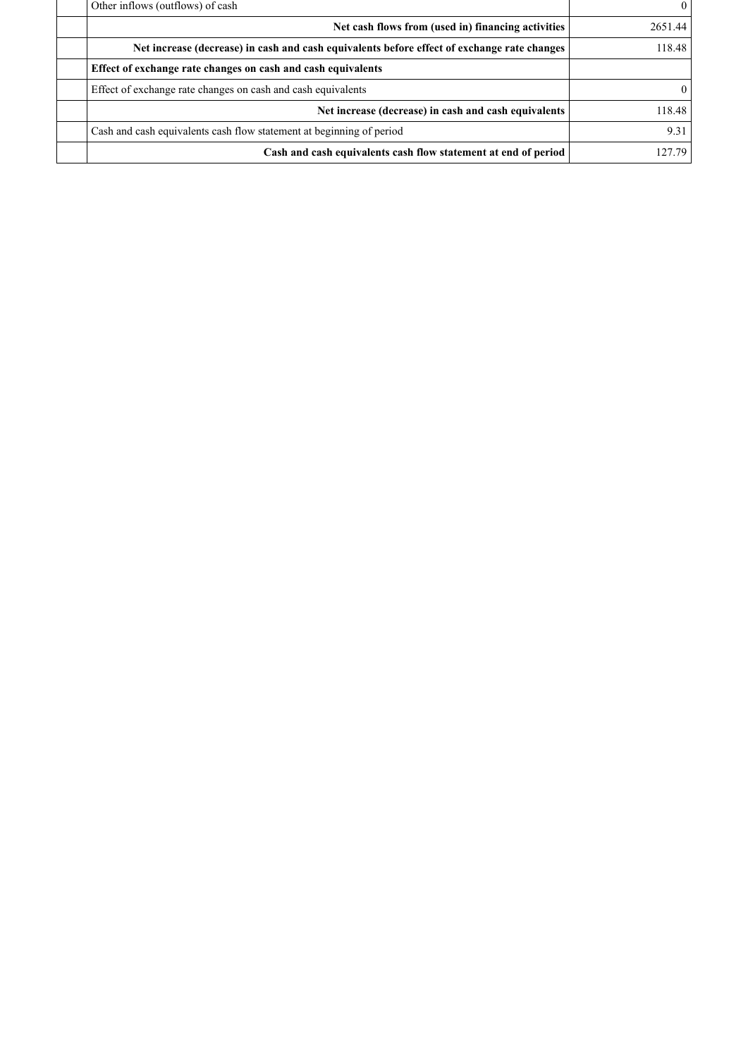| | | |
|---|---|---|
| | Other inflows (outflows) of cash | 0 |
| | **Net cash flows from (used in) financing activities** | 2651.44 |
| | **Net increase (decrease) in cash and cash equivalents before effect of exchange rate changes** | 118.48 |
| | **Effect of exchange rate changes on cash and cash equivalents** | |
| | Effect of exchange rate changes on cash and cash equivalents | 0 |
| | **Net increase (decrease) in cash and cash equivalents** | 118.48 |
| | Cash and cash equivalents cash flow statement at beginning of period | 9.31 |
| | **Cash and cash equivalents cash flow statement at end of period** | 127.79 |